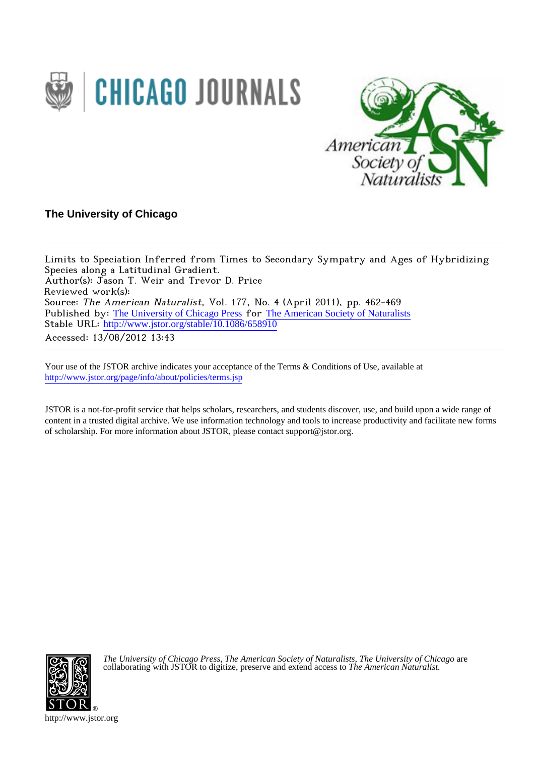The University of Chicago

---

Limits to Speciation Inferred from Times to Secondary Sympatry and Ages of Hybridizing Species along a Latitudinal Gradient.
Author(s): Jason T. Weir and Trevor D. Price
Reviewed work(s):
Source: *The American Naturalist*, Vol. 177, No. 4 (April 2011), pp. 462-469
Published by: The University of Chicago Press for The American Society of Naturalists
Stable URL: http://www.jstor.org/stable/10.1086/658910
Accessed: 13/08/2012 13:43

---

Your use of the JSTOR archive indicates your acceptance of the Terms & Conditions of Use, available at http://www.jstor.org/page/info/about/policies/terms.jsp

JSTOR is a not-for-profit service that helps scholars, researchers, and students discover, use, and build upon a wide range of content in a trusted digital archive. We use information technology and tools to increase productivity and facilitate new forms of scholarship. For more information about JSTOR, please contact support@jstor.org.

*The University of Chicago Press, The American Society of Naturalists, The University of Chicago* are collaborating with JSTOR to digitize, preserve and extend access to *The American Naturalist.*

http://www.jstor.org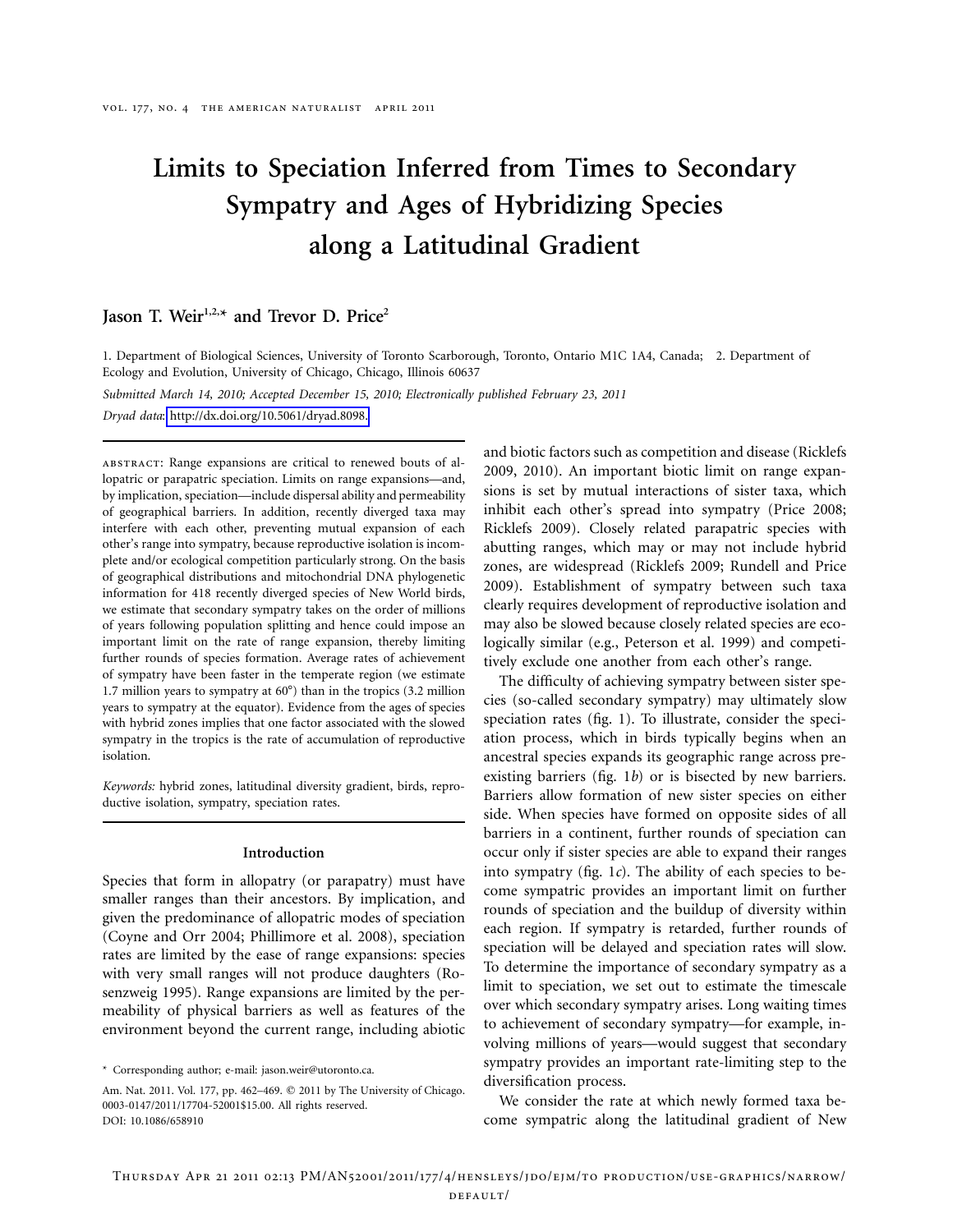# Limits to Speciation Inferred from Times to Secondary Sympatry and Ages of Hybridizing Species along a Latitudinal Gradient

**Jason T. Weir[1,2,*] and Trevor D. Price[2]**

1. Department of Biological Sciences, University of Toronto Scarborough, Toronto, Ontario M1C 1A4, Canada; 2. Department of Ecology and Evolution, University of Chicago, Chicago, Illinois 60637

*Submitted March 14, 2010; Accepted December 15, 2010; Electronically published February 23, 2011*

*Dryad data*: http://dx.doi.org/10.5061/dryad.8098.

abstract: Range expansions are critical to renewed bouts of allopatric or parapatric speciation. Limits on range expansions—and, by implication, speciation—include dispersal ability and permeability of geographical barriers. In addition, recently diverged taxa may interfere with each other, preventing mutual expansion of each other's range into sympatry, because reproductive isolation is incomplete and/or ecological competition particularly strong. On the basis of geographical distributions and mitochondrial DNA phylogenetic information for 418 recently diverged species of New World birds, we estimate that secondary sympatry takes on the order of millions of years following population splitting and hence could impose an important limit on the rate of range expansion, thereby limiting further rounds of species formation. Average rates of achievement of sympatry have been faster in the temperate region (we estimate 1.7 million years to sympatry at 60°) than in the tropics (3.2 million years to sympatry at the equator). Evidence from the ages of species with hybrid zones implies that one factor associated with the slowed sympatry in the tropics is the rate of accumulation of reproductive isolation.

*Keywords:* hybrid zones, latitudinal diversity gradient, birds, reproductive isolation, sympatry, speciation rates.

## Introduction

Species that form in allopatry (or parapatry) must have smaller ranges than their ancestors. By implication, and given the predominance of allopatric modes of speciation (Coyne and Orr 2004; Phillimore et al. 2008), speciation rates are limited by the ease of range expansions: species with very small ranges will not produce daughters (Rosenzweig 1995). Range expansions are limited by the permeability of physical barriers as well as features of the environment beyond the current range, including abiotic and biotic factors such as competition and disease (Ricklefs 2009, 2010). An important biotic limit on range expansions is set by mutual interactions of sister taxa, which inhibit each other's spread into sympatry (Price 2008; Ricklefs 2009). Closely related parapatric species with abutting ranges, which may or may not include hybrid zones, are widespread (Ricklefs 2009; Rundell and Price 2009). Establishment of sympatry between such taxa clearly requires development of reproductive isolation and may also be slowed because closely related species are ecologically similar (e.g., Peterson et al. 1999) and competitively exclude one another from each other's range.

The difficulty of achieving sympatry between sister species (so-called secondary sympatry) may ultimately slow speciation rates (fig. 1). To illustrate, consider the speciation process, which in birds typically begins when an ancestral species expands its geographic range across preexisting barriers (fig. 1*b*) or is bisected by new barriers. Barriers allow formation of new sister species on either side. When species have formed on opposite sides of all barriers in a continent, further rounds of speciation can occur only if sister species are able to expand their ranges into sympatry (fig. 1*c*). The ability of each species to become sympatric provides an important limit on further rounds of speciation and the buildup of diversity within each region. If sympatry is retarded, further rounds of speciation will be delayed and speciation rates will slow. To determine the importance of secondary sympatry as a limit to speciation, we set out to estimate the timescale over which secondary sympatry arises. Long waiting times to achievement of secondary sympatry—for example, involving millions of years—would suggest that secondary sympatry provides an important rate-limiting step to the diversification process.

We consider the rate at which newly formed taxa become sympatric along the latitudinal gradient of New

\* Corresponding author; e-mail: jason.weir@utoronto.ca.

Am. Nat. 2011. Vol. 177, pp. 462–469. © 2011 by The University of Chicago. 0003-0147/2011/17704-52001$15.00. All rights reserved.
DOI: 10.1086/658910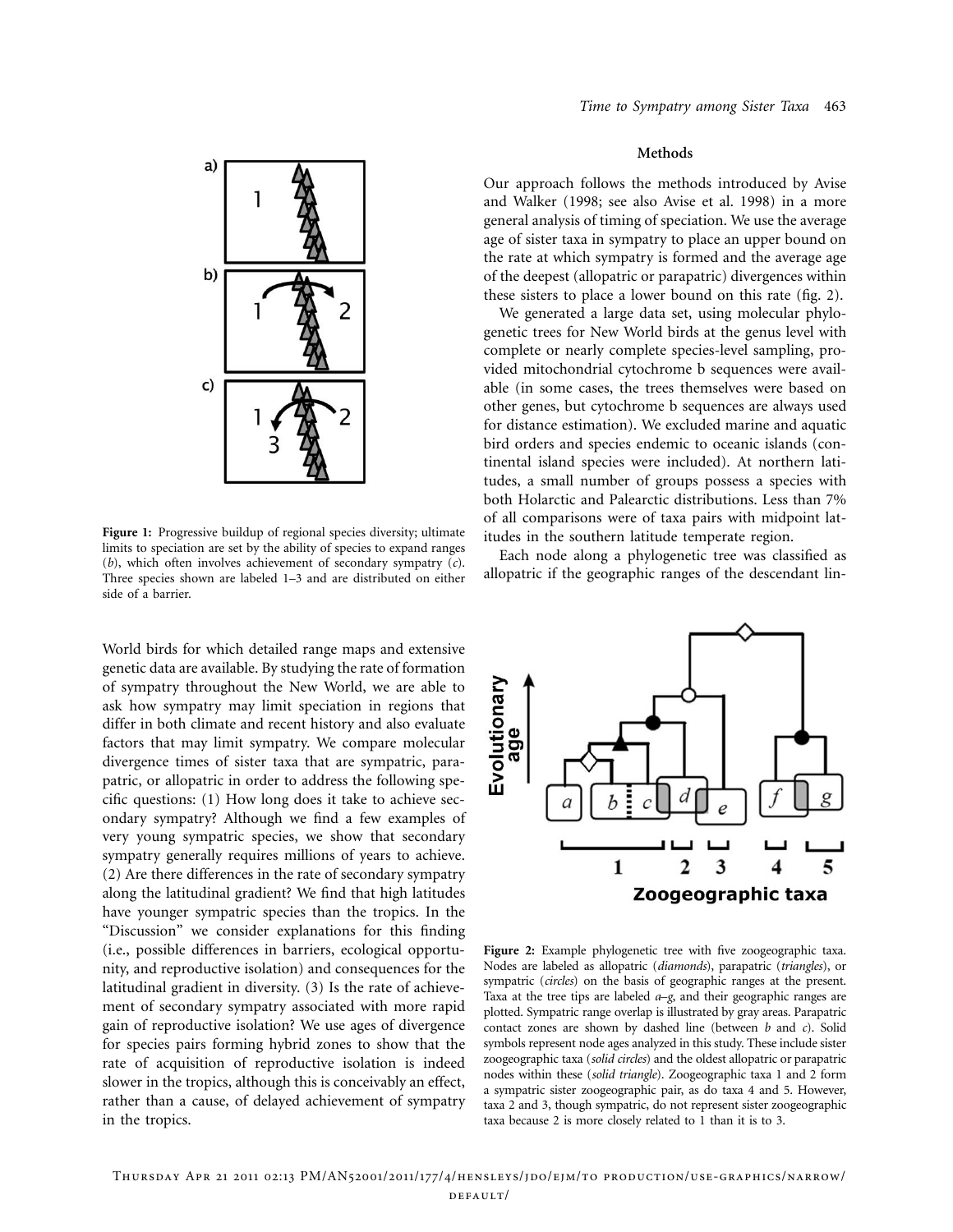Figure 1: Progressive buildup of regional species diversity; ultimate limits to speciation are set by the ability of species to expand ranges (*b*), which often involves achievement of secondary sympatry (*c*). Three species shown are labeled 1–3 and are distributed on either side of a barrier.

World birds for which detailed range maps and extensive genetic data are available. By studying the rate of formation of sympatry throughout the New World, we are able to ask how sympatry may limit speciation in regions that differ in both climate and recent history and also evaluate factors that may limit sympatry. We compare molecular divergence times of sister taxa that are sympatric, parapatric, or allopatric in order to address the following specific questions: (1) How long does it take to achieve secondary sympatry? Although we find a few examples of very young sympatric species, we show that secondary sympatry generally requires millions of years to achieve. (2) Are there differences in the rate of secondary sympatry along the latitudinal gradient? We find that high latitudes have younger sympatric species than the tropics. In the "Discussion" we consider explanations for this finding (i.e., possible differences in barriers, ecological opportunity, and reproductive isolation) and consequences for the latitudinal gradient in diversity. (3) Is the rate of achievement of secondary sympatry associated with more rapid gain of reproductive isolation? We use ages of divergence for species pairs forming hybrid zones to show that the rate of acquisition of reproductive isolation is indeed slower in the tropics, although this is conceivably an effect, rather than a cause, of delayed achievement of sympatry in the tropics.

## Methods

Our approach follows the methods introduced by Avise and Walker (1998; see also Avise et al. 1998) in a more general analysis of timing of speciation. We use the average age of sister taxa in sympatry to place an upper bound on the rate at which sympatry is formed and the average age of the deepest (allopatric or parapatric) divergences within these sisters to place a lower bound on this rate (fig. 2).

We generated a large data set, using molecular phylogenetic trees for New World birds at the genus level with complete or nearly complete species-level sampling, provided mitochondrial cytochrome b sequences were available (in some cases, the trees themselves were based on other genes, but cytochrome b sequences are always used for distance estimation). We excluded marine and aquatic bird orders and species endemic to oceanic islands (continental island species were included). At northern latitudes, a small number of groups possess a species with both Holarctic and Palearctic distributions. Less than 7% of all comparisons were of taxa pairs with midpoint latitudes in the southern latitude temperate region.

Each node along a phylogenetic tree was classified as allopatric if the geographic ranges of the descendant lin-

Figure 2: Example phylogenetic tree with five zoogeographic taxa. Nodes are labeled as allopatric (*diamonds*), parapatric (*triangles*), or sympatric (*circles*) on the basis of geographic ranges at the present. Taxa at the tree tips are labeled *a–g*, and their geographic ranges are plotted. Sympatric range overlap is illustrated by gray areas. Parapatric contact zones are shown by dashed line (between *b* and *c*). Solid symbols represent node ages analyzed in this study. These include sister zoogeographic taxa (*solid circles*) and the oldest allopatric or parapatric nodes within these (*solid triangle*). Zoogeographic taxa 1 and 2 form a sympatric sister zoogeographic pair, as do taxa 4 and 5. However, taxa 2 and 3, though sympatric, do not represent sister zoogeographic taxa because 2 is more closely related to 1 than it is to 3.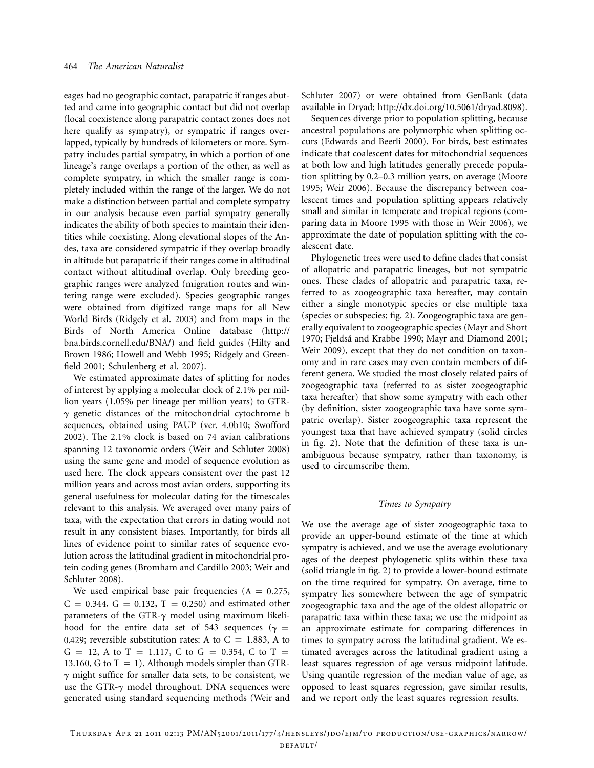eages had no geographic contact, parapatric if ranges abutted and came into geographic contact but did not overlap (local coexistence along parapatric contact zones does not here qualify as sympatry), or sympatric if ranges overlapped, typically by hundreds of kilometers or more. Sympatry includes partial sympatry, in which a portion of one lineage's range overlaps a portion of the other, as well as complete sympatry, in which the smaller range is completely included within the range of the larger. We do not make a distinction between partial and complete sympatry in our analysis because even partial sympatry generally indicates the ability of both species to maintain their identities while coexisting. Along elevational slopes of the Andes, taxa are considered sympatric if they overlap broadly in altitude but parapatric if their ranges come in altitudinal contact without altitudinal overlap. Only breeding geographic ranges were analyzed (migration routes and wintering range were excluded). Species geographic ranges were obtained from digitized range maps for all New World Birds (Ridgely et al. 2003) and from maps in the Birds of North America Online database (http://bna.birds.cornell.edu/BNA/) and field guides (Hilty and Brown 1986; Howell and Webb 1995; Ridgely and Greenfield 2001; Schulenberg et al. 2007).

We estimated approximate dates of splitting for nodes of interest by applying a molecular clock of 2.1% per million years (1.05% per lineage per million years) to GTR-$\gamma$ genetic distances of the mitochondrial cytochrome b sequences, obtained using PAUP (ver. 4.0b10; Swofford 2002). The 2.1% clock is based on 74 avian calibrations spanning 12 taxonomic orders (Weir and Schluter 2008) using the same gene and model of sequence evolution as used here. The clock appears consistent over the past 12 million years and across most avian orders, supporting its general usefulness for molecular dating for the timescales relevant to this analysis. We averaged over many pairs of taxa, with the expectation that errors in dating would not result in any consistent biases. Importantly, for birds all lines of evidence point to similar rates of sequence evolution across the latitudinal gradient in mitochondrial protein coding genes (Bromham and Cardillo 2003; Weir and Schluter 2008).

We used empirical base pair frequencies ($A = 0.275$, $C = 0.344$, $G = 0.132$, $T = 0.250$) and estimated other parameters of the GTR-$\gamma$ model using maximum likelihood for the entire data set of 543 sequences ($\gamma = 0.429$; reversible substitution rates: A to $C = 1.883$, A to $G = 12$, A to $T = 1.117$, C to $G = 0.354$, C to $T = 13.160$, G to $T = 1$). Although models simpler than GTR-$\gamma$ might suffice for smaller data sets, to be consistent, we use the GTR-$\gamma$ model throughout. DNA sequences were generated using standard sequencing methods (Weir and Schluter 2007) or were obtained from GenBank (data available in Dryad; http://dx.doi.org/10.5061/dryad.8098).

Sequences diverge prior to population splitting, because ancestral populations are polymorphic when splitting occurs (Edwards and Beerli 2000). For birds, best estimates indicate that coalescent dates for mitochondrial sequences at both low and high latitudes generally precede population splitting by 0.2–0.3 million years, on average (Moore 1995; Weir 2006). Because the discrepancy between coalescent times and population splitting appears relatively small and similar in temperate and tropical regions (comparing data in Moore 1995 with those in Weir 2006), we approximate the date of population splitting with the coalescent date.

Phylogenetic trees were used to define clades that consist of allopatric and parapatric lineages, but not sympatric ones. These clades of allopatric and parapatric taxa, referred to as zoogeographic taxa hereafter, may contain either a single monotypic species or else multiple taxa (species or subspecies; fig. 2). Zoogeographic taxa are generally equivalent to zoogeographic species (Mayr and Short 1970; Fjeldså and Krabbe 1990; Mayr and Diamond 2001; Weir 2009), except that they do not condition on taxonomy and in rare cases may even contain members of different genera. We studied the most closely related pairs of zoogeographic taxa (referred to as sister zoogeographic taxa hereafter) that show some sympatry with each other (by definition, sister zoogeographic taxa have some sympatric overlap). Sister zoogeographic taxa represent the youngest taxa that have achieved sympatry (solid circles in fig. 2). Note that the definition of these taxa is unambiguous because sympatry, rather than taxonomy, is used to circumscribe them.

### *Times to Sympatry*

We use the average age of sister zoogeographic taxa to provide an upper-bound estimate of the time at which sympatry is achieved, and we use the average evolutionary ages of the deepest phylogenetic splits within these taxa (solid triangle in fig. 2) to provide a lower-bound estimate on the time required for sympatry. On average, time to sympatry lies somewhere between the age of sympatric zoogeographic taxa and the age of the oldest allopatric or parapatric taxa within these taxa; we use the midpoint as an approximate estimate for comparing differences in times to sympatry across the latitudinal gradient. We estimated averages across the latitudinal gradient using a least squares regression of age versus midpoint latitude. Using quantile regression of the median value of age, as opposed to least squares regression, gave similar results, and we report only the least squares regression results.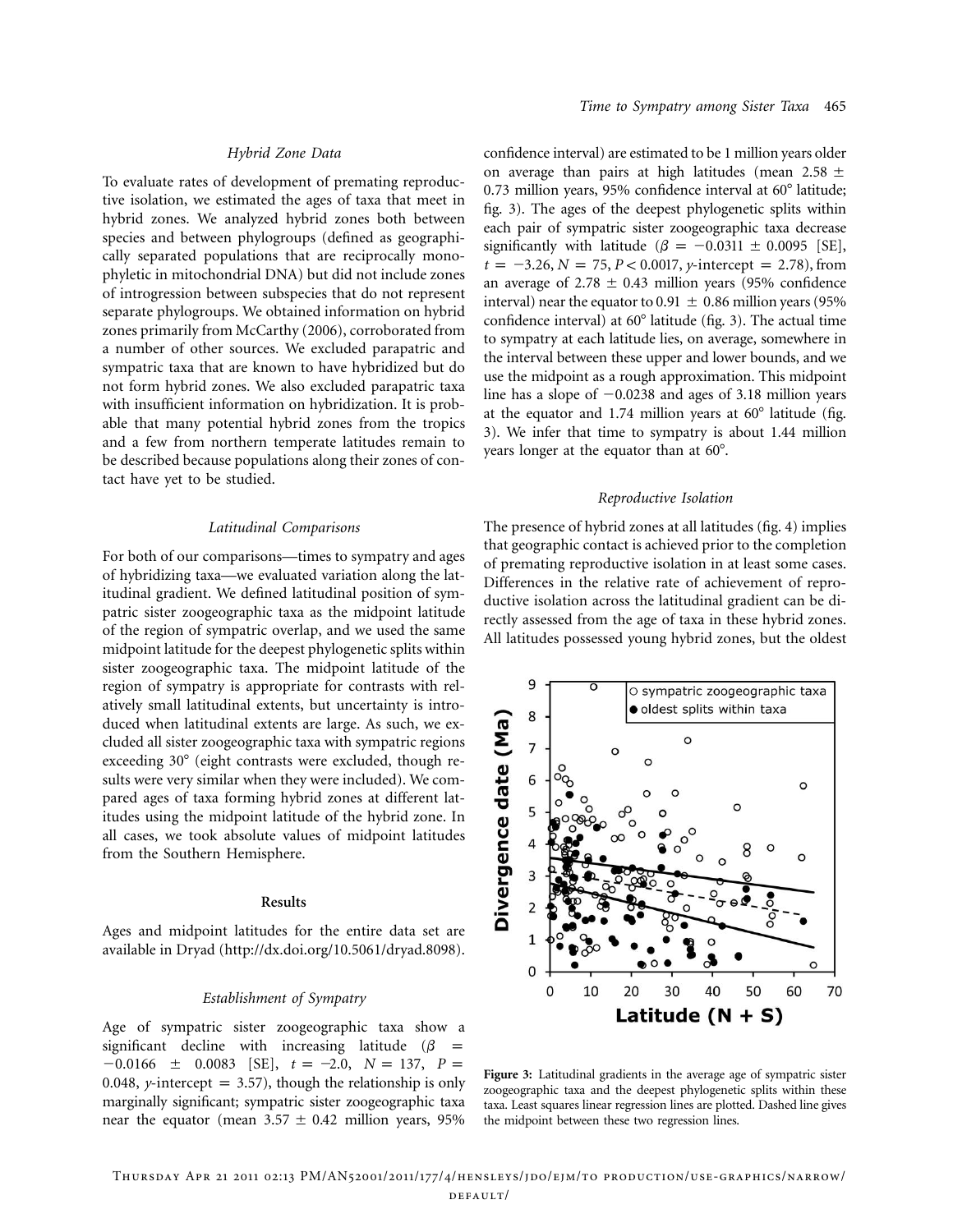### Hybrid Zone Data

To evaluate rates of development of premating reproductive isolation, we estimated the ages of taxa that meet in hybrid zones. We analyzed hybrid zones both between species and between phylogroups (defined as geographically separated populations that are reciprocally monophyletic in mitochondrial DNA) but did not include zones of introgression between subspecies that do not represent separate phylogroups. We obtained information on hybrid zones primarily from McCarthy (2006), corroborated from a number of other sources. We excluded parapatric and sympatric taxa that are known to have hybridized but do not form hybrid zones. We also excluded parapatric taxa with insufficient information on hybridization. It is probable that many potential hybrid zones from the tropics and a few from northern temperate latitudes remain to be described because populations along their zones of contact have yet to be studied.

### Latitudinal Comparisons

For both of our comparisons—times to sympatry and ages of hybridizing taxa—we evaluated variation along the latitudinal gradient. We defined latitudinal position of sympatric sister zoogeographic taxa as the midpoint latitude of the region of sympatric overlap, and we used the same midpoint latitude for the deepest phylogenetic splits within sister zoogeographic taxa. The midpoint latitude of the region of sympatry is appropriate for contrasts with relatively small latitudinal extents, but uncertainty is introduced when latitudinal extents are large. As such, we excluded all sister zoogeographic taxa with sympatric regions exceeding 30° (eight contrasts were excluded, though results were very similar when they were included). We compared ages of taxa forming hybrid zones at different latitudes using the midpoint latitude of the hybrid zone. In all cases, we took absolute values of midpoint latitudes from the Southern Hemisphere.

## Results

Ages and midpoint latitudes for the entire data set are available in Dryad (http://dx.doi.org/10.5061/dryad.8098).

### Establishment of Sympatry

Age of sympatric sister zoogeographic taxa show a significant decline with increasing latitude ($\beta = -0.0166 \pm 0.0083$ [SE], $t = -2.0$, $N = 137$, $P = 0.048$, $y$-intercept $= 3.57$), though the relationship is only marginally significant; sympatric sister zoogeographic taxa near the equator (mean $3.57 \pm 0.42$ million years, 95% confidence interval) are estimated to be 1 million years older on average than pairs at high latitudes (mean $2.58 \pm 0.73$ million years, 95% confidence interval at 60° latitude; fig. 3). The ages of the deepest phylogenetic splits within each pair of sympatric sister zoogeographic taxa decrease significantly with latitude ($\beta = -0.0311 \pm 0.0095$ [SE], $t = -3.26$, $N = 75$, $P < 0.0017$, $y$-intercept $= 2.78$), from an average of $2.78 \pm 0.43$ million years (95% confidence interval) near the equator to $0.91 \pm 0.86$ million years (95% confidence interval) at 60° latitude (fig. 3). The actual time to sympatry at each latitude lies, on average, somewhere in the interval between these upper and lower bounds, and we use the midpoint as a rough approximation. This midpoint line has a slope of $-0.0238$ and ages of 3.18 million years at the equator and 1.74 million years at 60° latitude (fig. 3). We infer that time to sympatry is about 1.44 million years longer at the equator than at 60°.

### Reproductive Isolation

The presence of hybrid zones at all latitudes (fig. 4) implies that geographic contact is achieved prior to the completion of premating reproductive isolation in at least some cases. Differences in the relative rate of achievement of reproductive isolation across the latitudinal gradient can be directly assessed from the age of taxa in these hybrid zones. All latitudes possessed young hybrid zones, but the oldest

**Figure 3:** Latitudinal gradients in the average age of sympatric sister zoogeographic taxa and the deepest phylogenetic splits within these taxa. Least squares linear regression lines are plotted. Dashed line gives the midpoint between these two regression lines.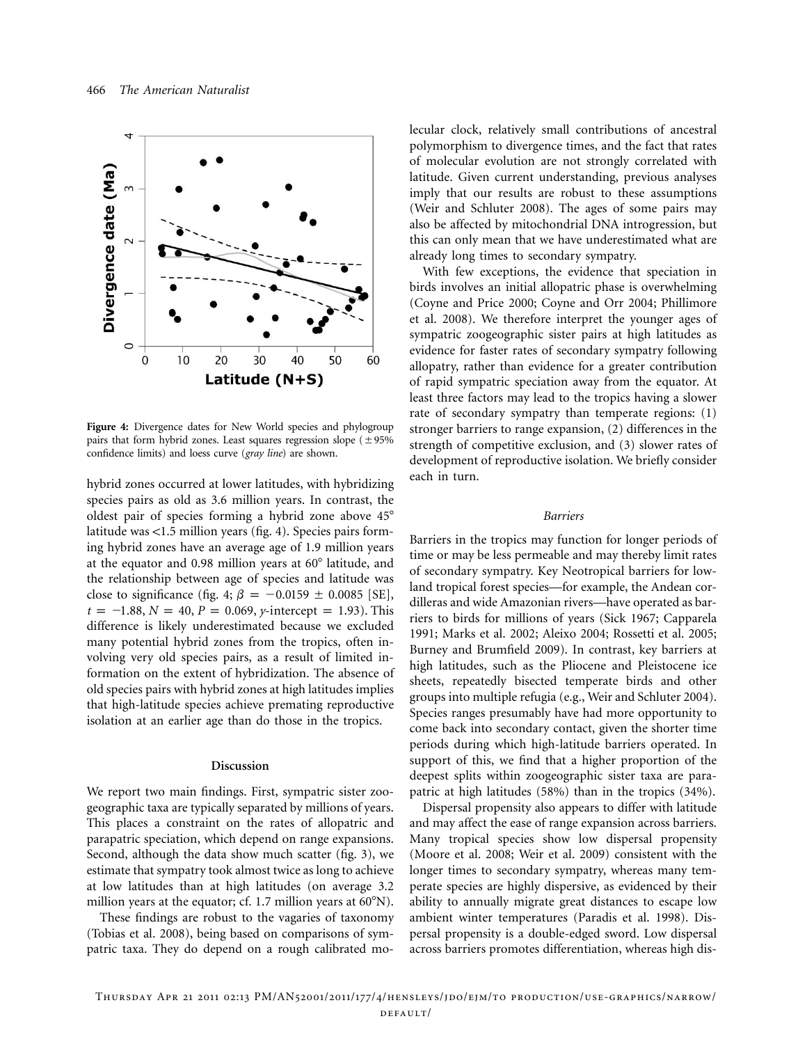**Figure 4:** Divergence dates for New World species and phylogroup pairs that form hybrid zones. Least squares regression slope (±95% confidence limits) and loess curve (*gray line*) are shown.

hybrid zones occurred at lower latitudes, with hybridizing species pairs as old as 3.6 million years. In contrast, the oldest pair of species forming a hybrid zone above 45° latitude was <1.5 million years (fig. 4). Species pairs forming hybrid zones have an average age of 1.9 million years at the equator and 0.98 million years at 60° latitude, and the relationship between age of species and latitude was close to significance (fig. 4; $\beta = -0.0159 \pm 0.0085$ [SE], $t = -1.88$, $N = 40$, $P = 0.069$, $y$-intercept $= 1.93$). This difference is likely underestimated because we excluded many potential hybrid zones from the tropics, often involving very old species pairs, as a result of limited information on the extent of hybridization. The absence of old species pairs with hybrid zones at high latitudes implies that high-latitude species achieve premating reproductive isolation at an earlier age than do those in the tropics.

## Discussion

We report two main findings. First, sympatric sister zoogeographic taxa are typically separated by millions of years. This places a constraint on the rates of allopatric and parapatric speciation, which depend on range expansions. Second, although the data show much scatter (fig. 3), we estimate that sympatry took almost twice as long to achieve at low latitudes than at high latitudes (on average 3.2 million years at the equator; cf. 1.7 million years at 60°N).

These findings are robust to the vagaries of taxonomy (Tobias et al. 2008), being based on comparisons of sympatric taxa. They do depend on a rough calibrated molecular clock, relatively small contributions of ancestral polymorphism to divergence times, and the fact that rates of molecular evolution are not strongly correlated with latitude. Given current understanding, previous analyses imply that our results are robust to these assumptions (Weir and Schluter 2008). The ages of some pairs may also be affected by mitochondrial DNA introgression, but this can only mean that we have underestimated what are already long times to secondary sympatry.

With few exceptions, the evidence that speciation in birds involves an initial allopatric phase is overwhelming (Coyne and Price 2000; Coyne and Orr 2004; Phillimore et al. 2008). We therefore interpret the younger ages of sympatric zoogeographic sister pairs at high latitudes as evidence for faster rates of secondary sympatry following allopatry, rather than evidence for a greater contribution of rapid sympatric speciation away from the equator. At least three factors may lead to the tropics having a slower rate of secondary sympatry than temperate regions: (1) stronger barriers to range expansion, (2) differences in the strength of competitive exclusion, and (3) slower rates of development of reproductive isolation. We briefly consider each in turn.

### *Barriers*

Barriers in the tropics may function for longer periods of time or may be less permeable and may thereby limit rates of secondary sympatry. Key Neotropical barriers for lowland tropical forest species—for example, the Andean cordilleras and wide Amazonian rivers—have operated as barriers to birds for millions of years (Sick 1967; Capparela 1991; Marks et al. 2002; Aleixo 2004; Rossetti et al. 2005; Burney and Brumfield 2009). In contrast, key barriers at high latitudes, such as the Pliocene and Pleistocene ice sheets, repeatedly bisected temperate birds and other groups into multiple refugia (e.g., Weir and Schluter 2004). Species ranges presumably have had more opportunity to come back into secondary contact, given the shorter time periods during which high-latitude barriers operated. In support of this, we find that a higher proportion of the deepest splits within zoogeographic sister taxa are parapatric at high latitudes (58%) than in the tropics (34%).

Dispersal propensity also appears to differ with latitude and may affect the ease of range expansion across barriers. Many tropical species show low dispersal propensity (Moore et al. 2008; Weir et al. 2009) consistent with the longer times to secondary sympatry, whereas many temperate species are highly dispersive, as evidenced by their ability to annually migrate great distances to escape low ambient winter temperatures (Paradis et al. 1998). Dispersal propensity is a double-edged sword. Low dispersal across barriers promotes differentiation, whereas high dis-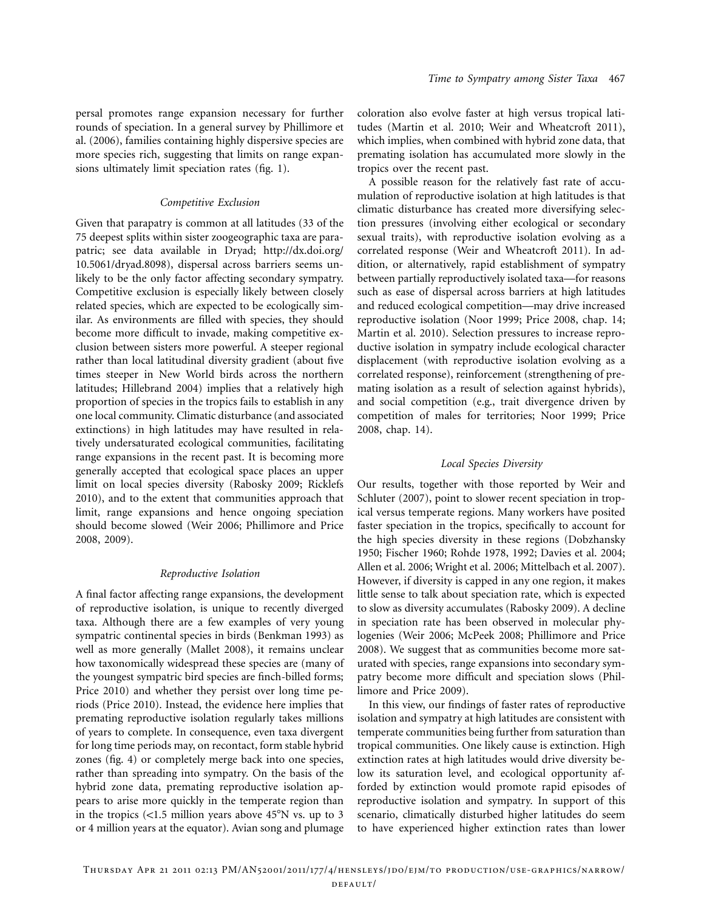persal promotes range expansion necessary for further rounds of speciation. In a general survey by Phillimore et al. (2006), families containing highly dispersive species are more species rich, suggesting that limits on range expansions ultimately limit speciation rates (fig. 1).

### *Competitive Exclusion*

Given that parapatry is common at all latitudes (33 of the 75 deepest splits within sister zoogeographic taxa are parapatric; see data available in Dryad; http://dx.doi.org/10.5061/dryad.8098), dispersal across barriers seems unlikely to be the only factor affecting secondary sympatry. Competitive exclusion is especially likely between closely related species, which are expected to be ecologically similar. As environments are filled with species, they should become more difficult to invade, making competitive exclusion between sisters more powerful. A steeper regional rather than local latitudinal diversity gradient (about five times steeper in New World birds across the northern latitudes; Hillebrand 2004) implies that a relatively high proportion of species in the tropics fails to establish in any one local community. Climatic disturbance (and associated extinctions) in high latitudes may have resulted in relatively undersaturated ecological communities, facilitating range expansions in the recent past. It is becoming more generally accepted that ecological space places an upper limit on local species diversity (Rabosky 2009; Ricklefs 2010), and to the extent that communities approach that limit, range expansions and hence ongoing speciation should become slowed (Weir 2006; Phillimore and Price 2008, 2009).

### *Reproductive Isolation*

A final factor affecting range expansions, the development of reproductive isolation, is unique to recently diverged taxa. Although there are a few examples of very young sympatric continental species in birds (Benkman 1993) as well as more generally (Mallet 2008), it remains unclear how taxonomically widespread these species are (many of the youngest sympatric bird species are finch-billed forms; Price 2010) and whether they persist over long time periods (Price 2010). Instead, the evidence here implies that premating reproductive isolation regularly takes millions of years to complete. In consequence, even taxa divergent for long time periods may, on recontact, form stable hybrid zones (fig. 4) or completely merge back into one species, rather than spreading into sympatry. On the basis of the hybrid zone data, premating reproductive isolation appears to arise more quickly in the temperate region than in the tropics (<1.5 million years above 45°N vs. up to 3 or 4 million years at the equator). Avian song and plumage coloration also evolve faster at high versus tropical latitudes (Martin et al. 2010; Weir and Wheatcroft 2011), which implies, when combined with hybrid zone data, that premating isolation has accumulated more slowly in the tropics over the recent past.

A possible reason for the relatively fast rate of accumulation of reproductive isolation at high latitudes is that climatic disturbance has created more diversifying selection pressures (involving either ecological or secondary sexual traits), with reproductive isolation evolving as a correlated response (Weir and Wheatcroft 2011). In addition, or alternatively, rapid establishment of sympatry between partially reproductively isolated taxa—for reasons such as ease of dispersal across barriers at high latitudes and reduced ecological competition—may drive increased reproductive isolation (Noor 1999; Price 2008, chap. 14; Martin et al. 2010). Selection pressures to increase reproductive isolation in sympatry include ecological character displacement (with reproductive isolation evolving as a correlated response), reinforcement (strengthening of premating isolation as a result of selection against hybrids), and social competition (e.g., trait divergence driven by competition of males for territories; Noor 1999; Price 2008, chap. 14).

### *Local Species Diversity*

Our results, together with those reported by Weir and Schluter (2007), point to slower recent speciation in tropical versus temperate regions. Many workers have posited faster speciation in the tropics, specifically to account for the high species diversity in these regions (Dobzhansky 1950; Fischer 1960; Rohde 1978, 1992; Davies et al. 2004; Allen et al. 2006; Wright et al. 2006; Mittelbach et al. 2007). However, if diversity is capped in any one region, it makes little sense to talk about speciation rate, which is expected to slow as diversity accumulates (Rabosky 2009). A decline in speciation rate has been observed in molecular phylogenies (Weir 2006; McPeek 2008; Phillimore and Price 2008). We suggest that as communities become more saturated with species, range expansions into secondary sympatry become more difficult and speciation slows (Phillimore and Price 2009).

In this view, our findings of faster rates of reproductive isolation and sympatry at high latitudes are consistent with temperate communities being further from saturation than tropical communities. One likely cause is extinction. High extinction rates at high latitudes would drive diversity below its saturation level, and ecological opportunity afforded by extinction would promote rapid episodes of reproductive isolation and sympatry. In support of this scenario, climatically disturbed higher latitudes do seem to have experienced higher extinction rates than lower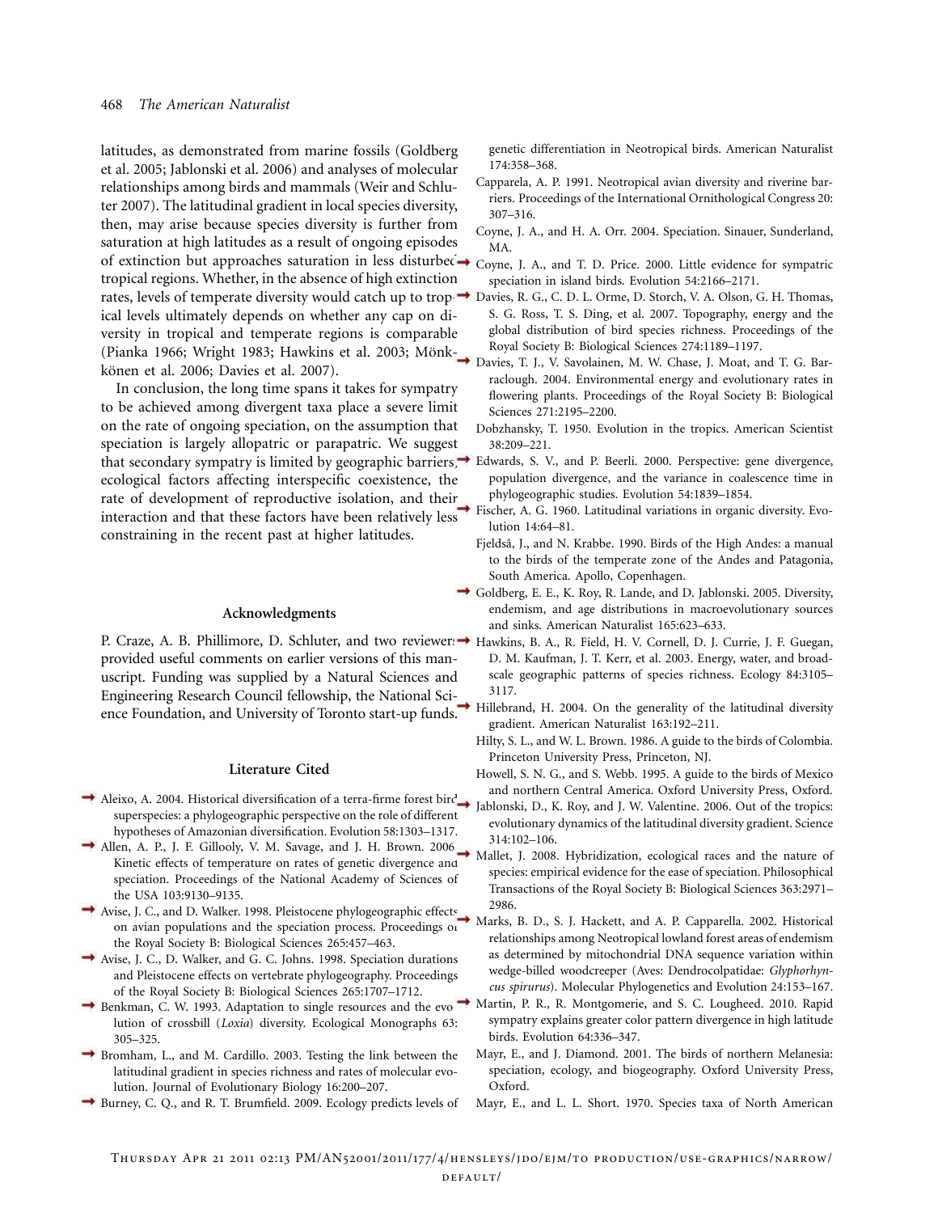latitudes, as demonstrated from marine fossils (Goldberg et al. 2005; Jablonski et al. 2006) and analyses of molecular relationships among birds and mammals (Weir and Schluter 2007). The latitudinal gradient in local species diversity, then, may arise because species diversity is further from saturation at high latitudes as a result of ongoing episodes of extinction but approaches saturation in less disturbed tropical regions. Whether, in the absence of high extinction rates, levels of temperate diversity would catch up to tropical levels ultimately depends on whether any cap on diversity in tropical and temperate regions is comparable (Pianka 1966; Wright 1983; Hawkins et al. 2003; Mönkkönen et al. 2006; Davies et al. 2007).

In conclusion, the long time spans it takes for sympatry to be achieved among divergent taxa place a severe limit on the rate of ongoing speciation, on the assumption that speciation is largely allopatric or parapatric. We suggest that secondary sympatry is limited by geographic barriers, ecological factors affecting interspecific coexistence, the rate of development of reproductive isolation, and their interaction and that these factors have been relatively less constraining in the recent past at higher latitudes.

## Acknowledgments

P. Craze, A. B. Phillimore, D. Schluter, and two reviewers provided useful comments on earlier versions of this manuscript. Funding was supplied by a Natural Sciences and Engineering Research Council fellowship, the National Science Foundation, and University of Toronto start-up funds.

## Literature Cited

Aleixo, A. 2004. Historical diversification of a terra-firme forest bird superspecies: a phylogeographic perspective on the role of different hypotheses of Amazonian diversification. Evolution 58:1303–1317.

Allen, A. P., J. F. Gillooly, V. M. Savage, and J. H. Brown. 2006. Kinetic effects of temperature on rates of genetic divergence and speciation. Proceedings of the National Academy of Sciences of the USA 103:9130–9135.

Avise, J. C., and D. Walker. 1998. Pleistocene phylogeographic effects on avian populations and the speciation process. Proceedings of the Royal Society B: Biological Sciences 265:457–463.

Avise, J. C., D. Walker, and G. C. Johns. 1998. Speciation durations and Pleistocene effects on vertebrate phylogeography. Proceedings of the Royal Society B: Biological Sciences 265:1707–1712.

Benkman, C. W. 1993. Adaptation to single resources and the evolution of crossbill (*Loxia*) diversity. Ecological Monographs 63: 305–325.

Bromham, L., and M. Cardillo. 2003. Testing the link between the latitudinal gradient in species richness and rates of molecular evolution. Journal of Evolutionary Biology 16:200–207.

Burney, C. Q., and R. T. Brumfield. 2009. Ecology predicts levels of genetic differentiation in Neotropical birds. American Naturalist 174:358–368.

Capparela, A. P. 1991. Neotropical avian diversity and riverine barriers. Proceedings of the International Ornithological Congress 20: 307–316.

Coyne, J. A., and H. A. Orr. 2004. Speciation. Sinauer, Sunderland, MA.

Coyne, J. A., and T. D. Price. 2000. Little evidence for sympatric speciation in island birds. Evolution 54:2166–2171.

Davies, R. G., C. D. L. Orme, D. Storch, V. A. Olson, G. H. Thomas, S. G. Ross, T. S. Ding, et al. 2007. Topography, energy and the global distribution of bird species richness. Proceedings of the Royal Society B: Biological Sciences 274:1189–1197.

Davies, T. J., V. Savolainen, M. W. Chase, J. Moat, and T. G. Barraclough. 2004. Environmental energy and evolutionary rates in flowering plants. Proceedings of the Royal Society B: Biological Sciences 271:2195–2200.

Dobzhansky, T. 1950. Evolution in the tropics. American Scientist 38:209–221.

Edwards, S. V., and P. Beerli. 2000. Perspective: gene divergence, population divergence, and the variance in coalescence time in phylogeographic studies. Evolution 54:1839–1854.

Fischer, A. G. 1960. Latitudinal variations in organic diversity. Evolution 14:64–81.

Fjeldså, J., and N. Krabbe. 1990. Birds of the High Andes: a manual to the birds of the temperate zone of the Andes and Patagonia, South America. Apollo, Copenhagen.

Goldberg, E. E., K. Roy, R. Lande, and D. Jablonski. 2005. Diversity, endemism, and age distributions in macroevolutionary sources and sinks. American Naturalist 165:623–633.

Hawkins, B. A., R. Field, H. V. Cornell, D. J. Currie, J. F. Guegan, D. M. Kaufman, J. T. Kerr, et al. 2003. Energy, water, and broad-scale geographic patterns of species richness. Ecology 84:3105–3117.

Hillebrand, H. 2004. On the generality of the latitudinal diversity gradient. American Naturalist 163:192–211.

Hilty, S. L., and W. L. Brown. 1986. A guide to the birds of Colombia. Princeton University Press, Princeton, NJ.

Howell, S. N. G., and S. Webb. 1995. A guide to the birds of Mexico and northern Central America. Oxford University Press, Oxford.

Jablonski, D., K. Roy, and J. W. Valentine. 2006. Out of the tropics: evolutionary dynamics of the latitudinal diversity gradient. Science 314:102–106.

Mallet, J. 2008. Hybridization, ecological races and the nature of species: empirical evidence for the ease of speciation. Philosophical Transactions of the Royal Society B: Biological Sciences 363:2971–2986.

Marks, B. D., S. J. Hackett, and A. P. Capparella. 2002. Historical relationships among Neotropical lowland forest areas of endemism as determined by mitochondrial DNA sequence variation within wedge-billed woodcreeper (Aves: Dendrocolpatidae: *Glyphorhyncus spirurus*). Molecular Phylogenetics and Evolution 24:153–167.

Martin, P. R., R. Montgomerie, and S. C. Lougheed. 2010. Rapid sympatry explains greater color pattern divergence in high latitude birds. Evolution 64:336–347.

Mayr, E., and J. Diamond. 2001. The birds of northern Melanesia: speciation, ecology, and biogeography. Oxford University Press, Oxford.

Mayr, E., and L. L. Short. 1970. Species taxa of North American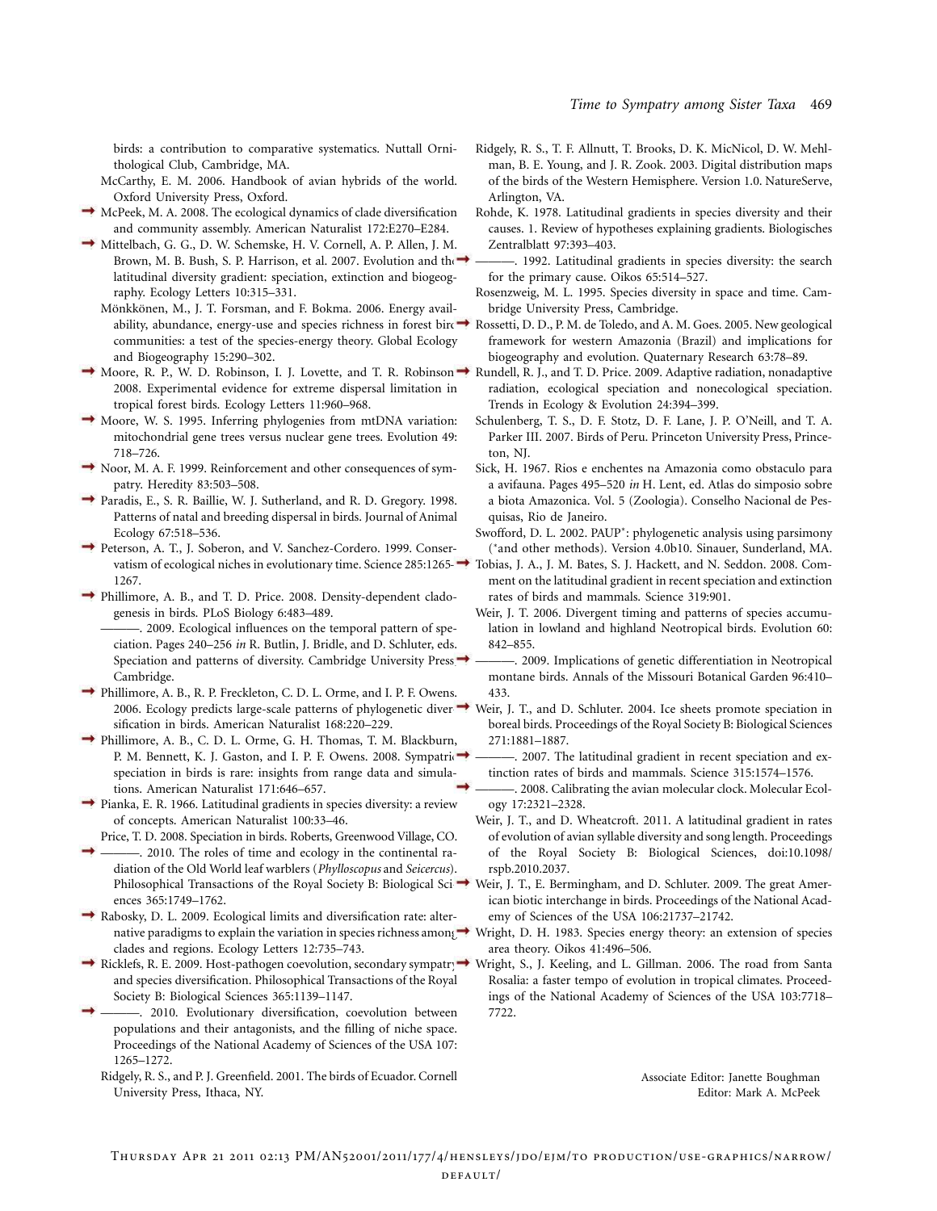birds: a contribution to comparative systematics. Nuttall Ornithological Club, Cambridge, MA.

McCarthy, E. M. 2006. Handbook of avian hybrids of the world. Oxford University Press, Oxford.

McPeek, M. A. 2008. The ecological dynamics of clade diversification and community assembly. American Naturalist 172:E270–E284.

Mittelbach, G. G., D. W. Schemske, H. V. Cornell, A. P. Allen, J. M. Brown, M. B. Bush, S. P. Harrison, et al. 2007. Evolution and the latitudinal diversity gradient: speciation, extinction and biogeography. Ecology Letters 10:315–331.

Mönkkönen, M., J. T. Forsman, and F. Bokma. 2006. Energy availability, abundance, energy-use and species richness in forest bird communities: a test of the species-energy theory. Global Ecology and Biogeography 15:290–302.

Moore, R. P., W. D. Robinson, I. J. Lovette, and T. R. Robinson. 2008. Experimental evidence for extreme dispersal limitation in tropical forest birds. Ecology Letters 11:960–968.

Moore, W. S. 1995. Inferring phylogenies from mtDNA variation: mitochondrial gene trees versus nuclear gene trees. Evolution 49: 718–726.

Noor, M. A. F. 1999. Reinforcement and other consequences of sympatry. Heredity 83:503–508.

Paradis, E., S. R. Baillie, W. J. Sutherland, and R. D. Gregory. 1998. Patterns of natal and breeding dispersal in birds. Journal of Animal Ecology 67:518–536.

Peterson, A. T., J. Soberon, and V. Sanchez-Cordero. 1999. Conservatism of ecological niches in evolutionary time. Science 285:1265–1267.

Phillimore, A. B., and T. D. Price. 2008. Density-dependent cladogenesis in birds. PLoS Biology 6:483–489.

———. 2009. Ecological influences on the temporal pattern of speciation. Pages 240–256 *in* R. Butlin, J. Bridle, and D. Schluter, eds. Speciation and patterns of diversity. Cambridge University Press, Cambridge.

Phillimore, A. B., R. P. Freckleton, C. D. L. Orme, and I. P. F. Owens. 2006. Ecology predicts large-scale patterns of phylogenetic diversification in birds. American Naturalist 168:220–229.

Phillimore, A. B., C. D. L. Orme, G. H. Thomas, T. M. Blackburn, P. M. Bennett, K. J. Gaston, and I. P. F. Owens. 2008. Sympatric speciation in birds is rare: insights from range data and simulations. American Naturalist 171:646–657.

Pianka, E. R. 1966. Latitudinal gradients in species diversity: a review of concepts. American Naturalist 100:33–46.

Price, T. D. 2008. Speciation in birds. Roberts, Greenwood Village, CO.

———. 2010. The roles of time and ecology in the continental radiation of the Old World leaf warblers (*Phylloscopus* and *Seicercus*). Philosophical Transactions of the Royal Society B: Biological Sciences 365:1749–1762.

Rabosky, D. L. 2009. Ecological limits and diversification rate: alternative paradigms to explain the variation in species richness among clades and regions. Ecology Letters 12:735–743.

Ricklefs, R. E. 2009. Host-pathogen coevolution, secondary sympatry and species diversification. Philosophical Transactions of the Royal Society B: Biological Sciences 365:1139–1147.

———. 2010. Evolutionary diversification, coevolution between populations and their antagonists, and the filling of niche space. Proceedings of the National Academy of Sciences of the USA 107: 1265–1272.

Ridgely, R. S., and P. J. Greenfield. 2001. The birds of Ecuador. Cornell University Press, Ithaca, NY.

Ridgely, R. S., T. F. Allnutt, T. Brooks, D. K. MicNicol, D. W. Mehlman, B. E. Young, and J. R. Zook. 2003. Digital distribution maps of the birds of the Western Hemisphere. Version 1.0. NatureServe, Arlington, VA.

Rohde, K. 1978. Latitudinal gradients in species diversity and their causes. 1. Review of hypotheses explaining gradients. Biologisches Zentralblatt 97:393–403.

———. 1992. Latitudinal gradients in species diversity: the search for the primary cause. Oikos 65:514–527.

Rosenzweig, M. L. 1995. Species diversity in space and time. Cambridge University Press, Cambridge.

Rossetti, D. D., P. M. de Toledo, and A. M. Goes. 2005. New geological framework for western Amazonia (Brazil) and implications for biogeography and evolution. Quaternary Research 63:78–89.

Rundell, R. J., and T. D. Price. 2009. Adaptive radiation, nonadaptive radiation, ecological speciation and nonecological speciation. Trends in Ecology & Evolution 24:394–399.

Schulenberg, T. S., D. F. Stotz, D. F. Lane, J. P. O'Neill, and T. A. Parker III. 2007. Birds of Peru. Princeton University Press, Princeton, NJ.

Sick, H. 1967. Rios e enchentes na Amazonia como obstaculo para a avifauna. Pages 495–520 *in* H. Lent, ed. Atlas do simposio sobre a biota Amazonica. Vol. 5 (Zoologia). Conselho Nacional de Pesquisas, Rio de Janeiro.

Swofford, D. L. 2002. PAUP*: phylogenetic analysis using parsimony (*and other methods). Version 4.0b10. Sinauer, Sunderland, MA.

Tobias, J. A., J. M. Bates, S. J. Hackett, and N. Seddon. 2008. Comment on the latitudinal gradient in recent speciation and extinction rates of birds and mammals. Science 319:901.

Weir, J. T. 2006. Divergent timing and patterns of species accumulation in lowland and highland Neotropical birds. Evolution 60: 842–855.

———. 2009. Implications of genetic differentiation in Neotropical montane birds. Annals of the Missouri Botanical Garden 96:410–433.

Weir, J. T., and D. Schluter. 2004. Ice sheets promote speciation in boreal birds. Proceedings of the Royal Society B: Biological Sciences 271:1881–1887.

———. 2007. The latitudinal gradient in recent speciation and extinction rates of birds and mammals. Science 315:1574–1576.

———. 2008. Calibrating the avian molecular clock. Molecular Ecology 17:2321–2328.

Weir, J. T., and D. Wheatcroft. 2011. A latitudinal gradient in rates of evolution of avian syllable diversity and song length. Proceedings of the Royal Society B: Biological Sciences, doi:10.1098/rspb.2010.2037.

Weir, J. T., E. Bermingham, and D. Schluter. 2009. The great American biotic interchange in birds. Proceedings of the National Academy of Sciences of the USA 106:21737–21742.

Wright, D. H. 1983. Species energy theory: an extension of species area theory. Oikos 41:496–506.

Wright, S., J. Keeling, and L. Gillman. 2006. The road from Santa Rosalia: a faster tempo of evolution in tropical climates. Proceedings of the National Academy of Sciences of the USA 103:7718–7722.

Associate Editor: Janette Boughman
Editor: Mark A. McPeek